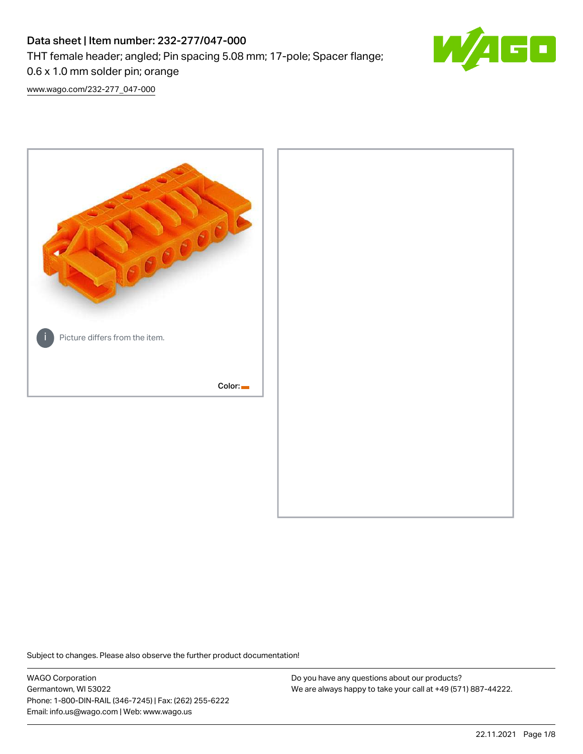# Data sheet | Item number: 232-277/047-000

THT female header; angled; Pin spacing 5.08 mm; 17-pole; Spacer flange; 0.6 x 1.0 mm solder pin; orange

[www.wago.com/232-277_047-000](www.wago.com/232-277_047-000)

Picture differs from the item.

Color:

Subject to changes. Please also observe the further product documentation!

WAGO Corporation
Germantown, WI 53022
Phone: 1-800-DIN-RAIL (346-7245) | Fax: (262) 255-6222
Email: info.us@wago.com | Web: www.wago.us

Do you have any questions about our products?
We are always happy to take your call at +49 (571) 887-44222.

22.11.2021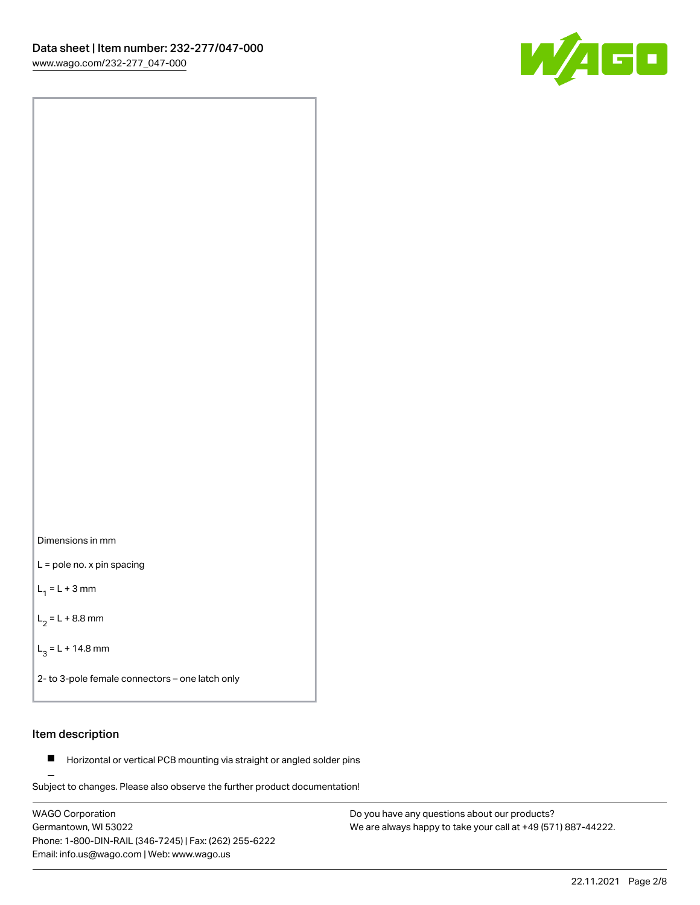Dimensions in mm

L = pole no. x pin spacing

$L_1$ = L + 3 mm

$L_2$ = L + 8.8 mm

$L_3$ = L + 14.8 mm

2- to 3-pole female connectors – one latch only

## Item description

- Horizontal or vertical PCB mounting via straight or angled solder pins

Subject to changes. Please also observe the further product documentation!

WAGO Corporation
Germantown, WI 53022
Phone: 1-800-DIN-RAIL (346-7245) | Fax: (262) 255-6222
Email: info.us@wago.com | Web: www.wago.us

Do you have any questions about our products?
We are always happy to take your call at +49 (571) 887-44222.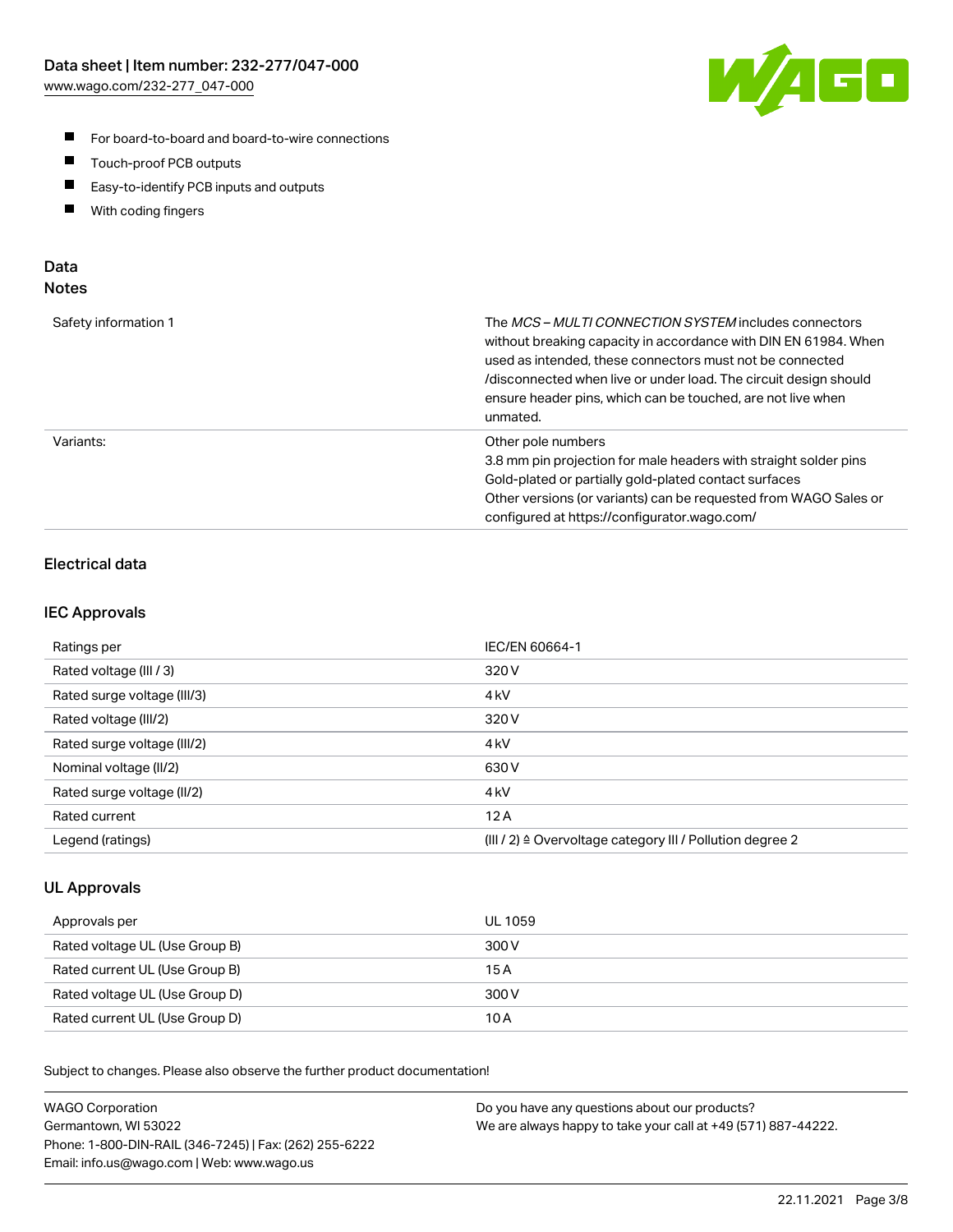- For board-to-board and board-to-wire connections
- Touch-proof PCB outputs
- Easy-to-identify PCB inputs and outputs
- With coding fingers

## Data
### Notes

| | |
|---|---|
| Safety information 1 | The *MCS – MULTI CONNECTION SYSTEM* includes connectors without breaking capacity in accordance with DIN EN 61984. When used as intended, these connectors must not be connected /disconnected when live or under load. The circuit design should ensure header pins, which can be touched, are not live when unmated. |
| Variants: | Other pole numbers<br>3.8 mm pin projection for male headers with straight solder pins<br>Gold-plated or partially gold-plated contact surfaces<br>Other versions (or variants) can be requested from WAGO Sales or configured at https://configurator.wago.com/ |

### Electrical data

### IEC Approvals

| | |
|---|---|
| Ratings per | IEC/EN 60664-1 |
| Rated voltage (III / 3) | 320 V |
| Rated surge voltage (III/3) | 4 kV |
| Rated voltage (III/2) | 320 V |
| Rated surge voltage (III/2) | 4 kV |
| Nominal voltage (II/2) | 630 V |
| Rated surge voltage (II/2) | 4 kV |
| Rated current | 12 A |
| Legend (ratings) | (III / 2) ≙ Overvoltage category III / Pollution degree 2 |

### UL Approvals

| | |
|---|---|
| Approvals per | UL 1059 |
| Rated voltage UL (Use Group B) | 300 V |
| Rated current UL (Use Group B) | 15 A |
| Rated voltage UL (Use Group D) | 300 V |
| Rated current UL (Use Group D) | 10 A |

Subject to changes. Please also observe the further product documentation!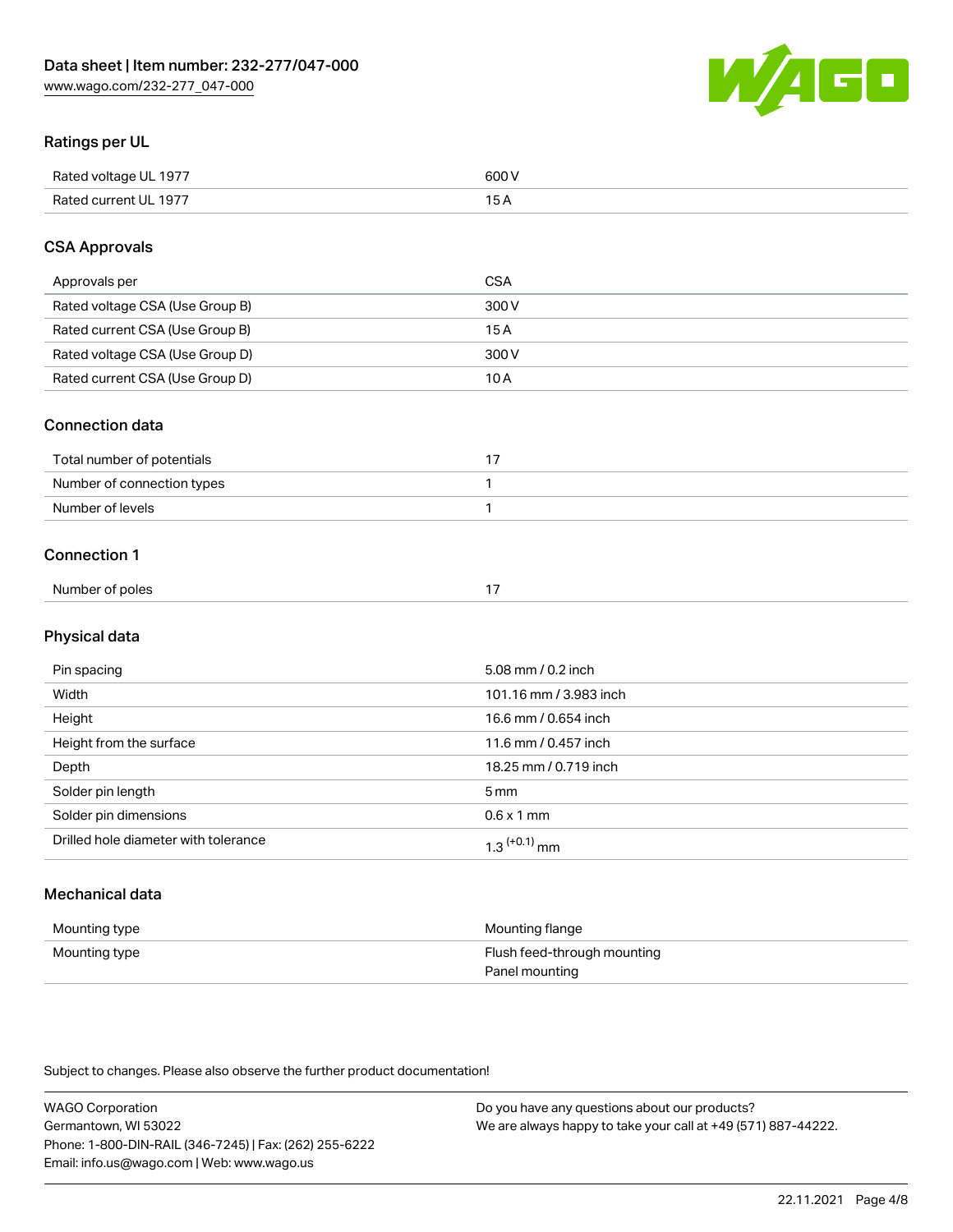## Ratings per UL

| | |
|---|---|
| Rated voltage UL 1977 | 600 V |
| Rated current UL 1977 | 15 A |

## CSA Approvals

| | |
|---|---|
| Approvals per | CSA |
| Rated voltage CSA (Use Group B) | 300 V |
| Rated current CSA (Use Group B) | 15 A |
| Rated voltage CSA (Use Group D) | 300 V |
| Rated current CSA (Use Group D) | 10 A |

## Connection data

| | |
|---|---|
| Total number of potentials | 17 |
| Number of connection types | 1 |
| Number of levels | 1 |

## Connection 1

| | |
|---|---|
| Number of poles | 17 |

## Physical data

| | |
|---|---|
| Pin spacing | 5.08 mm / 0.2 inch |
| Width | 101.16 mm / 3.983 inch |
| Height | 16.6 mm / 0.654 inch |
| Height from the surface | 11.6 mm / 0.457 inch |
| Depth | 18.25 mm / 0.719 inch |
| Solder pin length | 5 mm |
| Solder pin dimensions | 0.6 x 1 mm |
| Drilled hole diameter with tolerance | $1.3^{(+0.1)}$ mm |

## Mechanical data

| | |
|---|---|
| Mounting type | Mounting flange |
| Mounting type | Flush feed-through mounting<br>Panel mounting |

Subject to changes. Please also observe the further product documentation!

WAGO Corporation
Germantown, WI 53022
Phone: 1-800-DIN-RAIL (346-7245) | Fax: (262) 255-6222
Email: info.us@wago.com | Web: www.wago.us

Do you have any questions about our products?
We are always happy to take your call at +49 (571) 887-44222.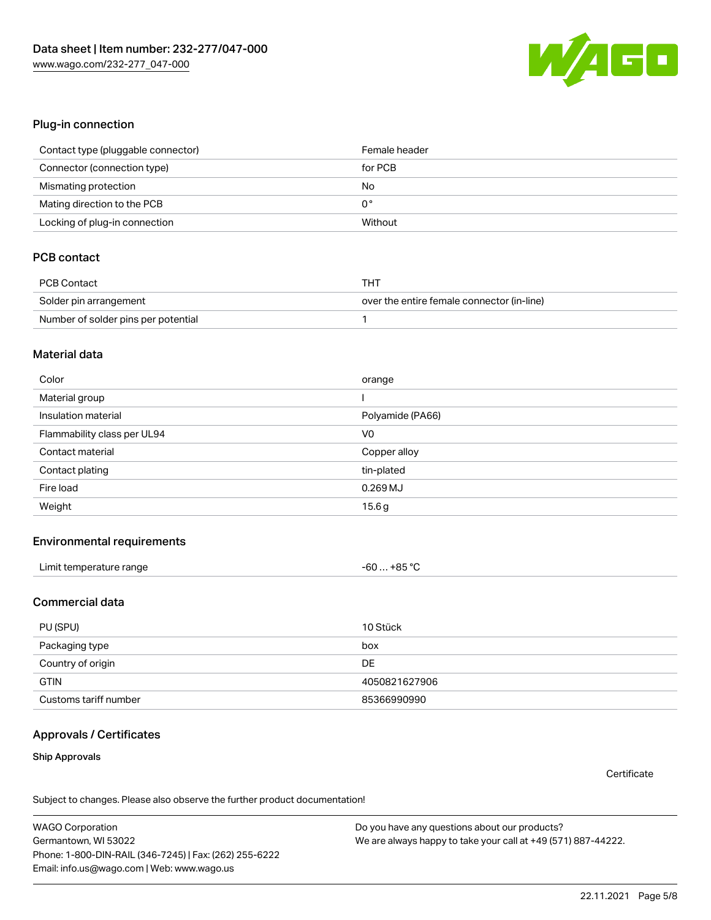## Plug-in connection

| | |
|---|---|
| Contact type (pluggable connector) | Female header |
| Connector (connection type) | for PCB |
| Mismatching protection | No |
| Mating direction to the PCB | 0 ° |
| Locking of plug-in connection | Without |

## PCB contact

| | |
|---|---|
| PCB Contact | THT |
| Solder pin arrangement | over the entire female connector (in-line) |
| Number of solder pins per potential | 1 |

## Material data

| | |
|---|---|
| Color | orange |
| Material group | I |
| Insulation material | Polyamide (PA66) |
| Flammability class per UL94 | V0 |
| Contact material | Copper alloy |
| Contact plating | tin-plated |
| Fire load | 0.269 MJ |
| Weight | 15.6 g |

## Environmental requirements

| | |
|---|---|
| Limit temperature range | -60 … +85 °C |

## Commercial data

| | |
|---|---|
| PU (SPU) | 10 Stück |
| Packaging type | box |
| Country of origin | DE |
| GTIN | 4050821627906 |
| Customs tariff number | 85366990990 |

## Approvals / Certificates

### Ship Approvals

Certificate

Subject to changes. Please also observe the further product documentation!

WAGO Corporation
Germantown, WI 53022
Phone: 1-800-DIN-RAIL (346-7245) | Fax: (262) 255-6222
Email: info.us@wago.com | Web: www.wago.us

Do you have any questions about our products?
We are always happy to take your call at +49 (571) 887-44222.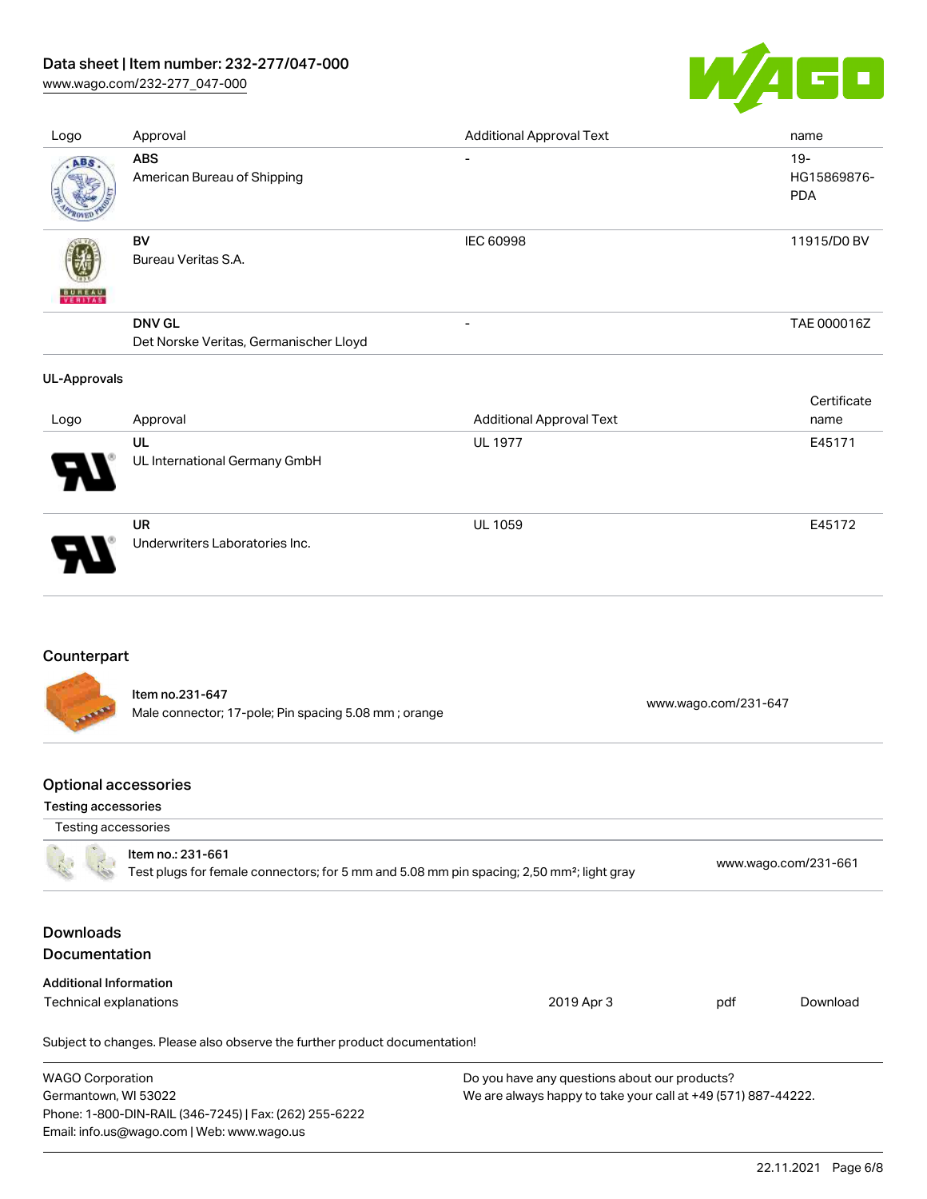| Logo | Approval | Additional Approval Text | name |
| --- | --- | --- | --- |
| | **ABS**<br>American Bureau of Shipping | - | 19-HG15869876-PDA |
| | **BV**<br>Bureau Veritas S.A. | IEC 60998 | 11915/D0 BV |
| | **DNV GL**<br>Det Norske Veritas, Germanischer Lloyd | - | TAE 000016Z |

**UL-Approvals**

| Logo | Approval | Additional Approval Text | Certificate name |
| --- | --- | --- | --- |
| | **UL**<br>UL International Germany GmbH | UL 1977 | E45171 |
| | **UR**<br>Underwriters Laboratories Inc. | UL 1059 | E45172 |

## Counterpart

| Item | Link |
| --- | --- |
| Item no.231-647<br>Male connector; 17-pole; Pin spacing 5.08 mm ; orange | www.wago.com/231-647 |

## Optional accessories

**Testing accessories**

| Testing accessories | |
| --- | --- |
| Item no.: 231-661<br>Test plugs for female connectors; for 5 mm and 5.08 mm pin spacing; 2,50 mm²; light gray | www.wago.com/231-661 |

## Downloads

## Documentation

**Additional Information**

| | | | |
| --- | --- | --- | --- |
| Technical explanations | 2019 Apr 3 | pdf | Download |

Subject to changes. Please also observe the further product documentation!

WAGO Corporation
Germantown, WI 53022
Phone: 1-800-DIN-RAIL (346-7245) | Fax: (262) 255-6222
Email: info.us@wago.com | Web: www.wago.us

Do you have any questions about our products?
We are always happy to take your call at +49 (571) 887-44222.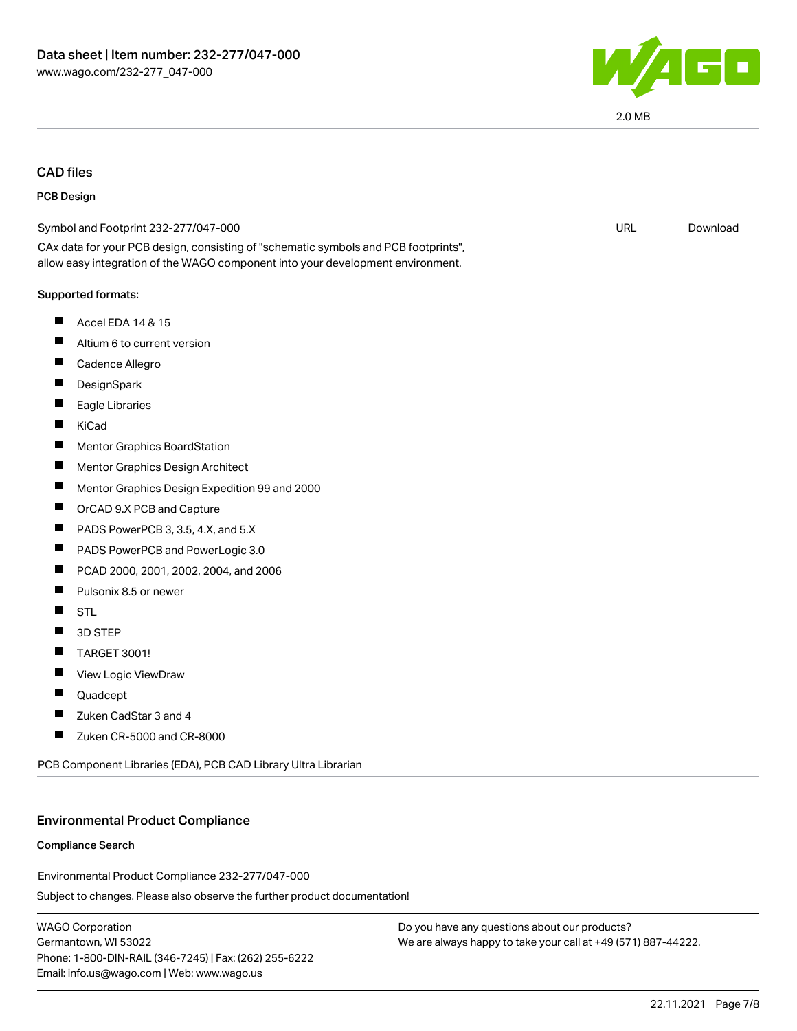2.0 MB

## CAD files

### PCB Design

Symbol and Footprint 232-277/047-000 | URL | Download

CAx data for your PCB design, consisting of "schematic symbols and PCB footprints", allow easy integration of the WAGO component into your development environment.

**Supported formats:**

- Accel EDA 14 & 15
- Altium 6 to current version
- Cadence Allegro
- DesignSpark
- Eagle Libraries
- KiCad
- Mentor Graphics BoardStation
- Mentor Graphics Design Architect
- Mentor Graphics Design Expedition 99 and 2000
- OrCAD 9.X PCB and Capture
- PADS PowerPCB 3, 3.5, 4.X, and 5.X
- PADS PowerPCB and PowerLogic 3.0
- PCAD 2000, 2001, 2002, 2004, and 2006
- Pulsonix 8.5 or newer
- STL
- 3D STEP
- TARGET 3001!
- View Logic ViewDraw
- Quadcept
- Zuken CadStar 3 and 4
- Zuken CR-5000 and CR-8000

PCB Component Libraries (EDA), PCB CAD Library Ultra Librarian

## Environmental Product Compliance

### Compliance Search

Environmental Product Compliance 232-277/047-000

Subject to changes. Please also observe the further product documentation!

WAGO Corporation
Germantown, WI 53022
Phone: 1-800-DIN-RAIL (346-7245) | Fax: (262) 255-6222
Email: info.us@wago.com | Web: www.wago.us

Do you have any questions about our products?
We are always happy to take your call at +49 (571) 887-44222.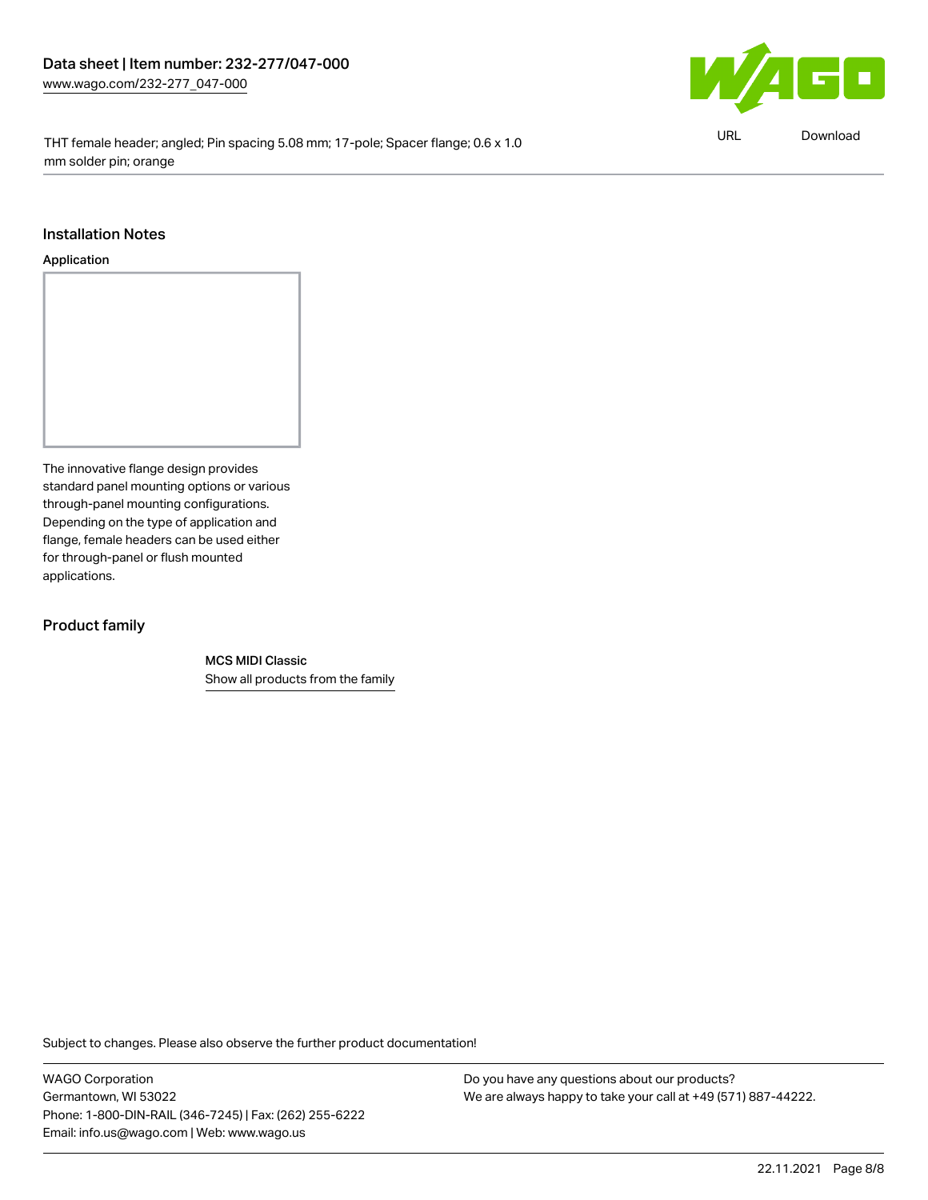## Installation Notes

### Application

The innovative flange design provides standard panel mounting options or various through-panel mounting configurations. Depending on the type of application and flange, female headers can be used either for through-panel or flush mounted applications.

## Product family

MCS MIDI Classic

Show all products from the family

Subject to changes. Please also observe the further product documentation!

WAGO Corporation
Germantown, WI 53022
Phone: 1-800-DIN-RAIL (346-7245) | Fax: (262) 255-6222
Email: info.us@wago.com | Web: www.wago.us

Do you have any questions about our products?
We are always happy to take your call at +49 (571) 887-44222.